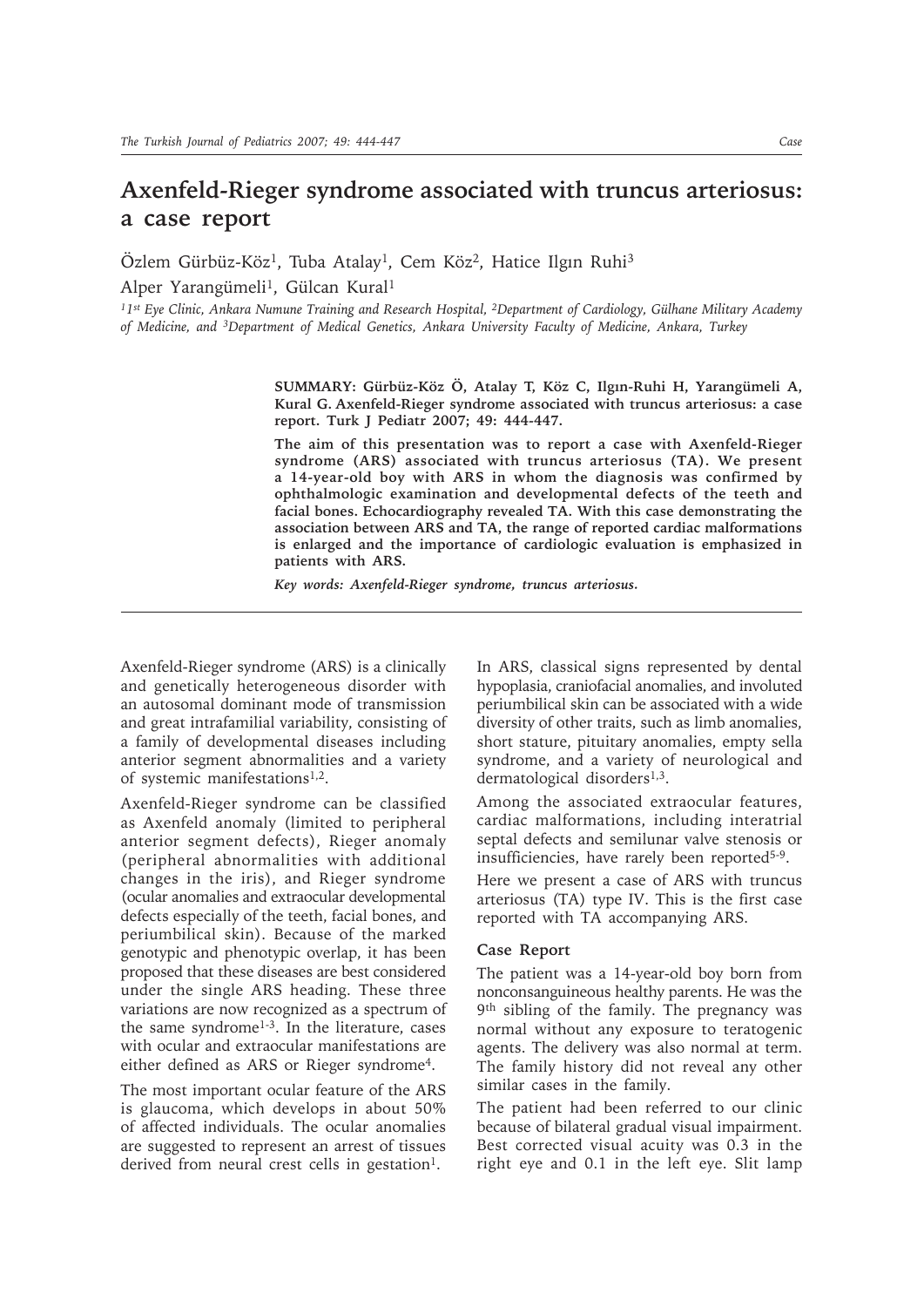# Axenfeld-Rieger syndrome associated with truncus arteriosus: a case report

Özlem Gürbüz-Köz[1], Tuba Atalay[1], Cem Köz[2], Hatice Ilgın Ruhi[3]

Alper Yarangümeli[1], Gülcan Kural[1]

*[1]1st Eye Clinic, Ankara Numune Training and Research Hospital, [2]Department of Cardiology, Gülhane Military Academy of Medicine, and [3]Department of Medical Genetics, Ankara University Faculty of Medicine, Ankara, Turkey*

**SUMMARY: Gürbüz-Köz Ö, Atalay T, Köz C, Ilgın-Ruhi H, Yarangümeli A, Kural G. Axenfeld-Rieger syndrome associated with truncus arteriosus: a case report. Turk J Pediatr 2007; 49: 444-447.**

**The aim of this presentation was to report a case with Axenfeld-Rieger syndrome (ARS) associated with truncus arteriosus (TA). We present a 14-year-old boy with ARS in whom the diagnosis was confirmed by ophthalmologic examination and developmental defects of the teeth and facial bones. Echocardiography revealed TA. With this case demonstrating the association between ARS and TA, the range of reported cardiac malformations is enlarged and the importance of cardiologic evaluation is emphasized in patients with ARS.**

***Key words: Axenfeld-Rieger syndrome, truncus arteriosus.***

Axenfeld-Rieger syndrome (ARS) is a clinically and genetically heterogeneous disorder with an autosomal dominant mode of transmission and great intrafamilial variability, consisting of a family of developmental diseases including anterior segment abnormalities and a variety of systemic manifestations[1,2].

Axenfeld-Rieger syndrome can be classified as Axenfeld anomaly (limited to peripheral anterior segment defects), Rieger anomaly (peripheral abnormalities with additional changes in the iris), and Rieger syndrome (ocular anomalies and extraocular developmental defects especially of the teeth, facial bones, and periumbilical skin). Because of the marked genotypic and phenotypic overlap, it has been proposed that these diseases are best considered under the single ARS heading. These three variations are now recognized as a spectrum of the same syndrome[1-3]. In the literature, cases with ocular and extraocular manifestations are either defined as ARS or Rieger syndrome[4].

The most important ocular feature of the ARS is glaucoma, which develops in about 50% of affected individuals. The ocular anomalies are suggested to represent an arrest of tissues derived from neural crest cells in gestation[1].

In ARS, classical signs represented by dental hypoplasia, craniofacial anomalies, and involuted periumbilical skin can be associated with a wide diversity of other traits, such as limb anomalies, short stature, pituitary anomalies, empty sella syndrome, and a variety of neurological and dermatological disorders[1,3].

Among the associated extraocular features, cardiac malformations, including interatrial septal defects and semilunar valve stenosis or insufficiencies, have rarely been reported[5-9].

Here we present a case of ARS with truncus arteriosus (TA) type IV. This is the first case reported with TA accompanying ARS.

## Case Report

The patient was a 14-year-old boy born from nonconsanguineous healthy parents. He was the 9th sibling of the family. The pregnancy was normal without any exposure to teratogenic agents. The delivery was also normal at term. The family history did not reveal any other similar cases in the family.

The patient had been referred to our clinic because of bilateral gradual visual impairment. Best corrected visual acuity was 0.3 in the right eye and 0.1 in the left eye. Slit lamp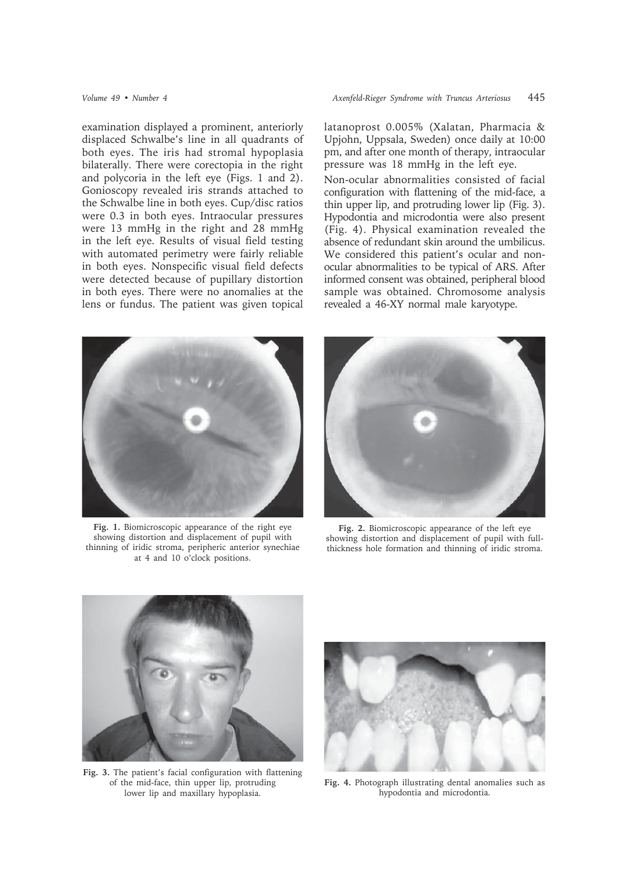examination displayed a prominent, anteriorly displaced Schwalbe's line in all quadrants of both eyes. The iris had stromal hypoplasia bilaterally. There were corectopia in the right and polycoria in the left eye (Figs. 1 and 2). Gonioscopy revealed iris strands attached to the Schwalbe line in both eyes. Cup/disc ratios were 0.3 in both eyes. Intraocular pressures were 13 mmHg in the right and 28 mmHg in the left eye. Results of visual field testing with automated perimetry were fairly reliable in both eyes. Nonspecific visual field defects were detected because of pupillary distortion in both eyes. There were no anomalies at the lens or fundus. The patient was given topical latanoprost 0.005% (Xalatan, Pharmacia & Upjohn, Uppsala, Sweden) once daily at 10:00 pm, and after one month of therapy, intraocular pressure was 18 mmHg in the left eye.

Non-ocular abnormalities consisted of facial configuration with flattening of the mid-face, a thin upper lip, and protruding lower lip (Fig. 3). Hypodontia and microdontia were also present (Fig. 4). Physical examination revealed the absence of redundant skin around the umbilicus. We considered this patient's ocular and non-ocular abnormalities to be typical of ARS. After informed consent was obtained, peripheral blood sample was obtained. Chromosome analysis revealed a 46-XY normal male karyotype.

**Fig. 1.** Biomicroscopic appearance of the right eye showing distortion and displacement of pupil with thinning of iridic stroma, peripheric anterior synechiae at 4 and 10 o'clock positions.

**Fig. 2.** Biomicroscopic appearance of the left eye showing distortion and displacement of pupil with full-thickness hole formation and thinning of iridic stroma.

**Fig. 3.** The patient's facial configuration with flattening of the mid-face, thin upper lip, protruding lower lip and maxillary hypoplasia.

**Fig. 4.** Photograph illustrating dental anomalies such as hypodontia and microdontia.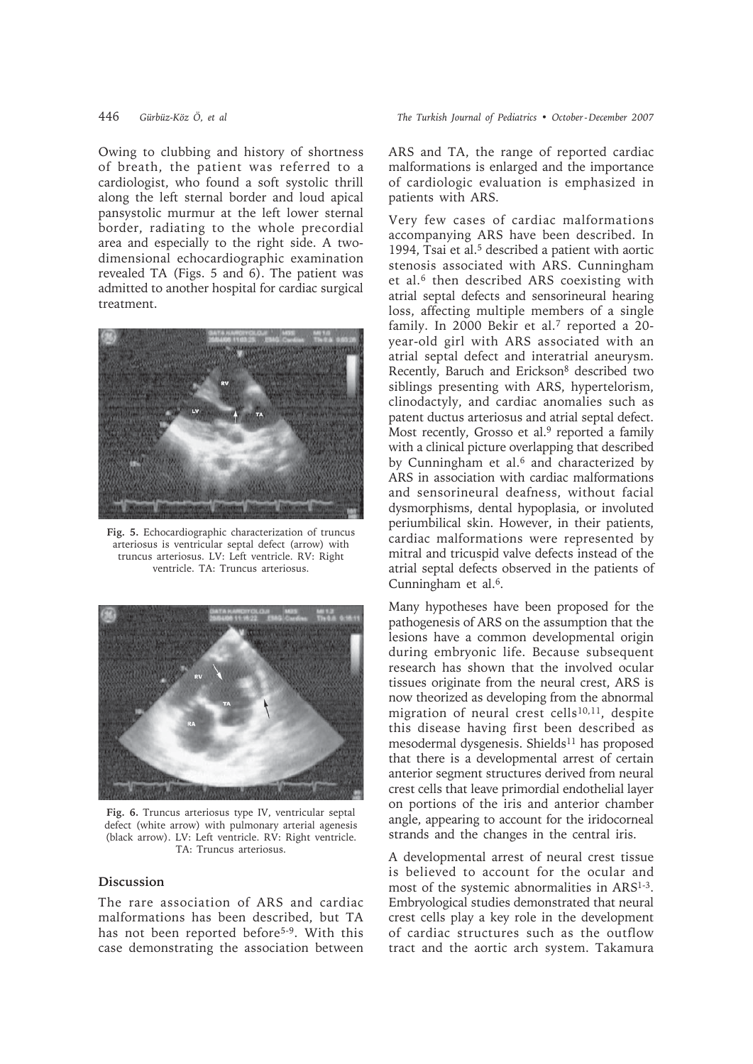Owing to clubbing and history of shortness of breath, the patient was referred to a cardiologist, who found a soft systolic thrill along the left sternal border and loud apical pansystolic murmur at the left lower sternal border, radiating to the whole precordial area and especially to the right side. A two-dimensional echocardiographic examination revealed TA (Figs. 5 and 6). The patient was admitted to another hospital for cardiac surgical treatment.

**Fig. 5.** Echocardiographic characterization of truncus arteriosus is ventricular septal defect (arrow) with truncus arteriosus. LV: Left ventricle. RV: Right ventricle. TA: Truncus arteriosus.

**Fig. 6.** Truncus arteriosus type IV, ventricular septal defect (white arrow) with pulmonary arterial agenesis (black arrow). LV: Left ventricle. RV: Right ventricle. TA: Truncus arteriosus.

## Discussion

The rare association of ARS and cardiac malformations has been described, but TA has not been reported before[5-9]. With this case demonstrating the association between ARS and TA, the range of reported cardiac malformations is enlarged and the importance of cardiologic evaluation is emphasized in patients with ARS.

Very few cases of cardiac malformations accompanying ARS have been described. In 1994, Tsai et al.[5] described a patient with aortic stenosis associated with ARS. Cunningham et al.[6] then described ARS coexisting with atrial septal defects and sensorineural hearing loss, affecting multiple members of a single family. In 2000 Bekir et al.[7] reported a 20-year-old girl with ARS associated with an atrial septal defect and interatrial aneurysm. Recently, Baruch and Erickson[8] described two siblings presenting with ARS, hypertelorism, clinodactyly, and cardiac anomalies such as patent ductus arteriosus and atrial septal defect. Most recently, Grosso et al.[9] reported a family with a clinical picture overlapping that described by Cunningham et al.[6] and characterized by ARS in association with cardiac malformations and sensorineural deafness, without facial dysmorphisms, dental hypoplasia, or involuted periumbilical skin. However, in their patients, cardiac malformations were represented by mitral and tricuspid valve defects instead of the atrial septal defects observed in the patients of Cunningham et al.[6].

Many hypotheses have been proposed for the pathogenesis of ARS on the assumption that the lesions have a common developmental origin during embryonic life. Because subsequent research has shown that the involved ocular tissues originate from the neural crest, ARS is now theorized as developing from the abnormal migration of neural crest cells[10,11], despite this disease having first been described as mesodermal dysgenesis. Shields[11] has proposed that there is a developmental arrest of certain anterior segment structures derived from neural crest cells that leave primordial endothelial layer on portions of the iris and anterior chamber angle, appearing to account for the iridocorneal strands and the changes in the central iris.

A developmental arrest of neural crest tissue is believed to account for the ocular and most of the systemic abnormalities in ARS[1-3]. Embryological studies demonstrated that neural crest cells play a key role in the development of cardiac structures such as the outflow tract and the aortic arch system. Takamura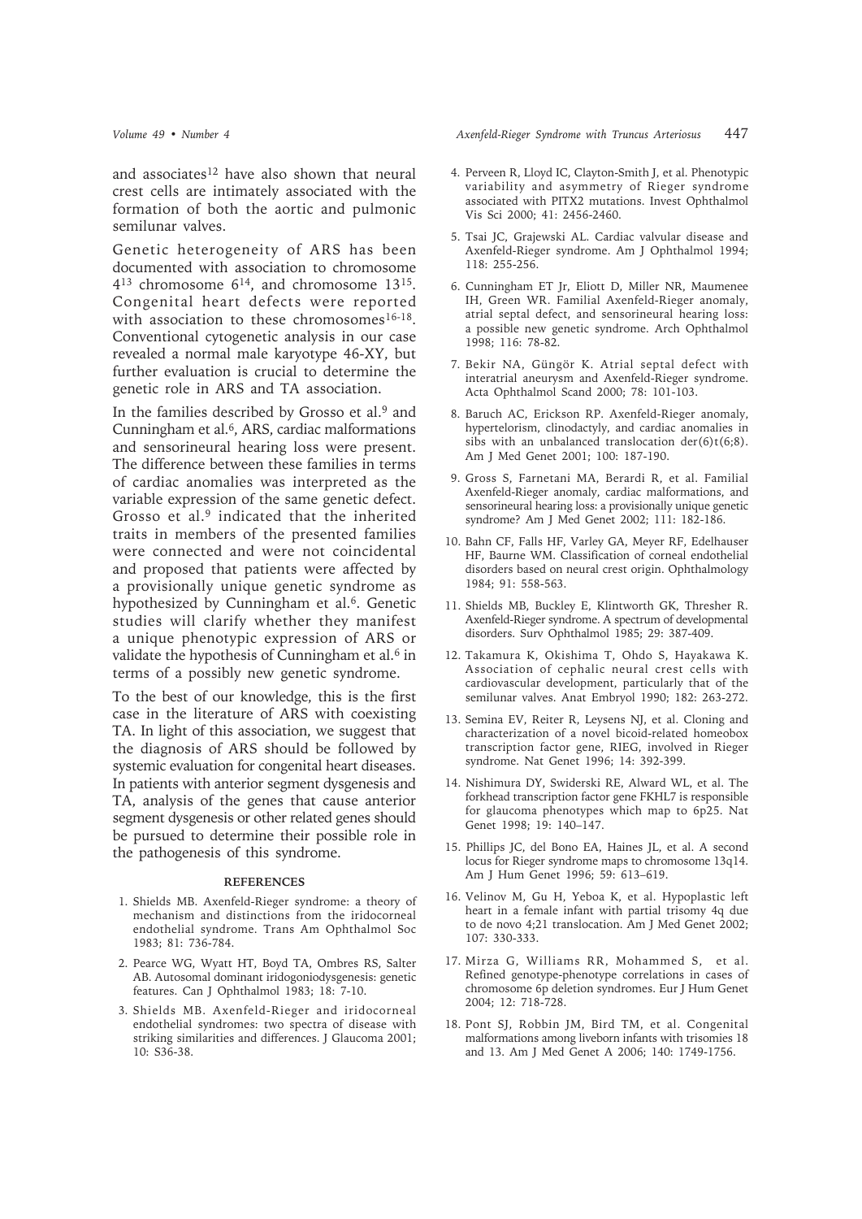and associates[12] have also shown that neural crest cells are intimately associated with the formation of both the aortic and pulmonic semilunar valves.

Genetic heterogeneity of ARS has been documented with association to chromosome 4[13] chromosome 6[14], and chromosome 13[15]. Congenital heart defects were reported with association to these chromosomes[16-18]. Conventional cytogenetic analysis in our case revealed a normal male karyotype 46-XY, but further evaluation is crucial to determine the genetic role in ARS and TA association.

In the families described by Grosso et al.[9] and Cunningham et al.[6], ARS, cardiac malformations and sensorineural hearing loss were present. The difference between these families in terms of cardiac anomalies was interpreted as the variable expression of the same genetic defect. Grosso et al.[9] indicated that the inherited traits in members of the presented families were connected and were not coincidental and proposed that patients were affected by a provisionally unique genetic syndrome as hypothesized by Cunningham et al.[6]. Genetic studies will clarify whether they manifest a unique phenotypic expression of ARS or validate the hypothesis of Cunningham et al.[6] in terms of a possibly new genetic syndrome.

To the best of our knowledge, this is the first case in the literature of ARS with coexisting TA. In light of this association, we suggest that the diagnosis of ARS should be followed by systemic evaluation for congenital heart diseases. In patients with anterior segment dysgenesis and TA, analysis of the genes that cause anterior segment dysgenesis or other related genes should be pursued to determine their possible role in the pathogenesis of this syndrome.

## REFERENCES

1. Shields MB. Axenfeld-Rieger syndrome: a theory of mechanism and distinctions from the iridocorneal endothelial syndrome. Trans Am Ophthalmol Soc 1983; 81: 736-784.
2. Pearce WG, Wyatt HT, Boyd TA, Ombres RS, Salter AB. Autosomal dominant iridogoniodysgenesis: genetic features. Can J Ophthalmol 1983; 18: 7-10.
3. Shields MB. Axenfeld-Rieger and iridocorneal endothelial syndromes: two spectra of disease with striking similarities and differences. J Glaucoma 2001; 10: S36-38.
4. Perveen R, Lloyd IC, Clayton-Smith J, et al. Phenotypic variability and asymmetry of Rieger syndrome associated with PITX2 mutations. Invest Ophthalmol Vis Sci 2000; 41: 2456-2460.
5. Tsai JC, Grajewski AL. Cardiac valvular disease and Axenfeld-Rieger syndrome. Am J Ophthalmol 1994; 118: 255-256.
6. Cunningham ET Jr, Eliott D, Miller NR, Maumenee IH, Green WR. Familial Axenfeld-Rieger anomaly, atrial septal defect, and sensorineural hearing loss: a possible new genetic syndrome. Arch Ophthalmol 1998; 116: 78-82.
7. Bekir NA, Güngör K. Atrial septal defect with interatrial aneurysm and Axenfeld-Rieger syndrome. Acta Ophthalmol Scand 2000; 78: 101-103.
8. Baruch AC, Erickson RP. Axenfeld-Rieger anomaly, hypertelorism, clinodactyly, and cardiac anomalies in sibs with an unbalanced translocation der(6)t(6;8). Am J Med Genet 2001; 100: 187-190.
9. Gross S, Farnetani MA, Berardi R, et al. Familial Axenfeld-Rieger anomaly, cardiac malformations, and sensorineural hearing loss: a provisionally unique genetic syndrome? Am J Med Genet 2002; 111: 182-186.
10. Bahn CF, Falls HF, Varley GA, Meyer RF, Edelhauser HF, Baurne WM. Classification of corneal endothelial disorders based on neural crest origin. Ophthalmology 1984; 91: 558-563.
11. Shields MB, Buckley E, Klintworth GK, Thresher R. Axenfeld-Rieger syndrome. A spectrum of developmental disorders. Surv Ophthalmol 1985; 29: 387-409.
12. Takamura K, Okishima T, Ohdo S, Hayakawa K. Association of cephalic neural crest cells with cardiovascular development, particularly that of the semilunar valves. Anat Embryol 1990; 182: 263-272.
13. Semina EV, Reiter R, Leysens NJ, et al. Cloning and characterization of a novel bicoid-related homeobox transcription factor gene, RIEG, involved in Rieger syndrome. Nat Genet 1996; 14: 392-399.
14. Nishimura DY, Swiderski RE, Alward WL, et al. The forkhead transcription factor gene FKHL7 is responsible for glaucoma phenotypes which map to 6p25. Nat Genet 1998; 19: 140–147.
15. Phillips JC, del Bono EA, Haines JL, et al. A second locus for Rieger syndrome maps to chromosome 13q14. Am J Hum Genet 1996; 59: 613–619.
16. Velinov M, Gu H, Yeboa K, et al. Hypoplastic left heart in a female infant with partial trisomy 4q due to de novo 4;21 translocation. Am J Med Genet 2002; 107: 330-333.
17. Mirza G, Williams RR, Mohammed S, et al. Refined genotype-phenotype correlations in cases of chromosome 6p deletion syndromes. Eur J Hum Genet 2004; 12: 718-728.
18. Pont SJ, Robbin JM, Bird TM, et al. Congenital malformations among liveborn infants with trisomies 18 and 13. Am J Med Genet A 2006; 140: 1749-1756.